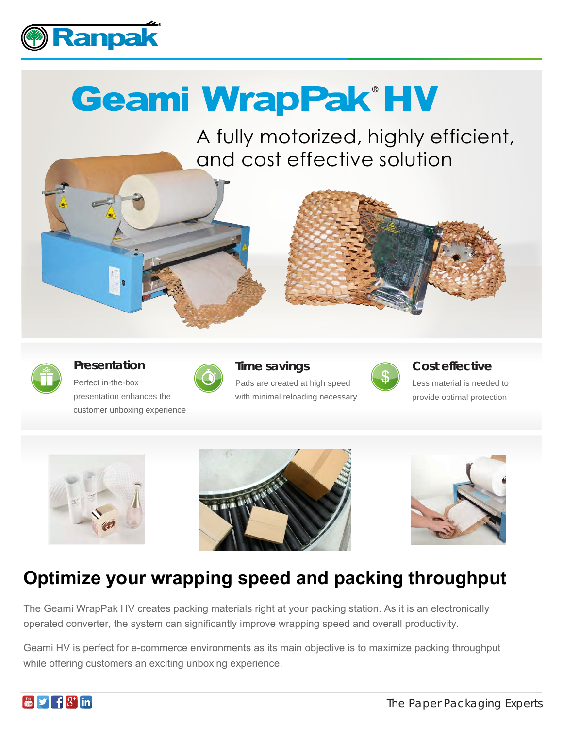Ranpak

# Geami WrapPak® HV

A fully motorized, highly efficient, and cost effective solution

### Presentation

Perfect in-the-box presentation enhances the customer unboxing experience

### Time savings

Pads are created at high speed with minimal reloading necessary

### Cost effective

Less material is needed to provide optimal protection

## Optimize your wrapping speed and packing throughput

The Geami WrapPak HV creates packing materials right at your packing station. As it is an electronically operated converter, the system can significantly improve wrapping speed and overall productivity.

Geami HV is perfect for e-commerce environments as its main objective is to maximize packing throughput while offering customers an exciting unboxing experience.

The Paper Packaging Experts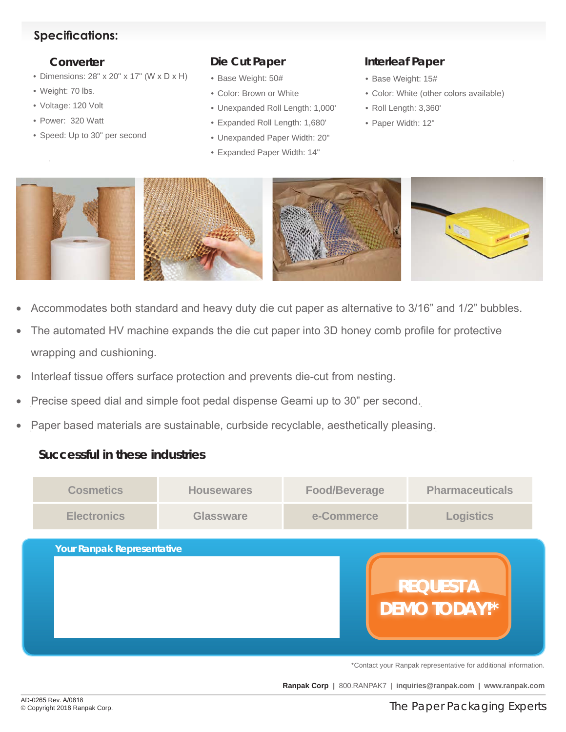## Specifications:

### Converter

- Dimensions: 28" x 20" x 17" (W x D x H)
- Weight: 70 lbs.
- Voltage: 120 Volt
- Power: 320 Watt
- Speed: Up to 30" per second

### Die Cut Paper

- Base Weight: 50#
- Color: Brown or White
- Unexpanded Roll Length: 1,000'
- Expanded Roll Length: 1,680'
- Unexpanded Paper Width: 20"
- Expanded Paper Width: 14"

### Interleaf Paper

- Base Weight: 15#
- Color: White (other colors available)
- Roll Length: 3,360'
- Paper Width: 12"

- Accommodates both standard and heavy duty die cut paper as alternative to 3/16" and 1/2" bubbles.
- The automated HV machine expands the die cut paper into 3D honey comb profile for protective wrapping and cushioning.
- Interleaf tissue offers surface protection and prevents die-cut from nesting.
- Precise speed dial and simple foot pedal dispense Geami up to 30" per second.
- Paper based materials are sustainable, curbside recyclable, aesthetically pleasing.

### Successful in these industries

| | | | |
|---|---|---|---|
| Cosmetics | Housewares | Food/Beverage | Pharmaceuticals |
| Electronics | Glassware | e-Commerce | Logistics |

**Your Ranpak Representative**

**REQUEST A DEMO TODAY!***

*Contact your Ranpak representative for additional information.

**Ranpak Corp** | 800.RANPAK7 | **inquiries@ranpak.com** | **www.ranpak.com**

AD-0265 Rev. A/0818
© Copyright 2018 Ranpak Corp.

The Paper Packaging Experts